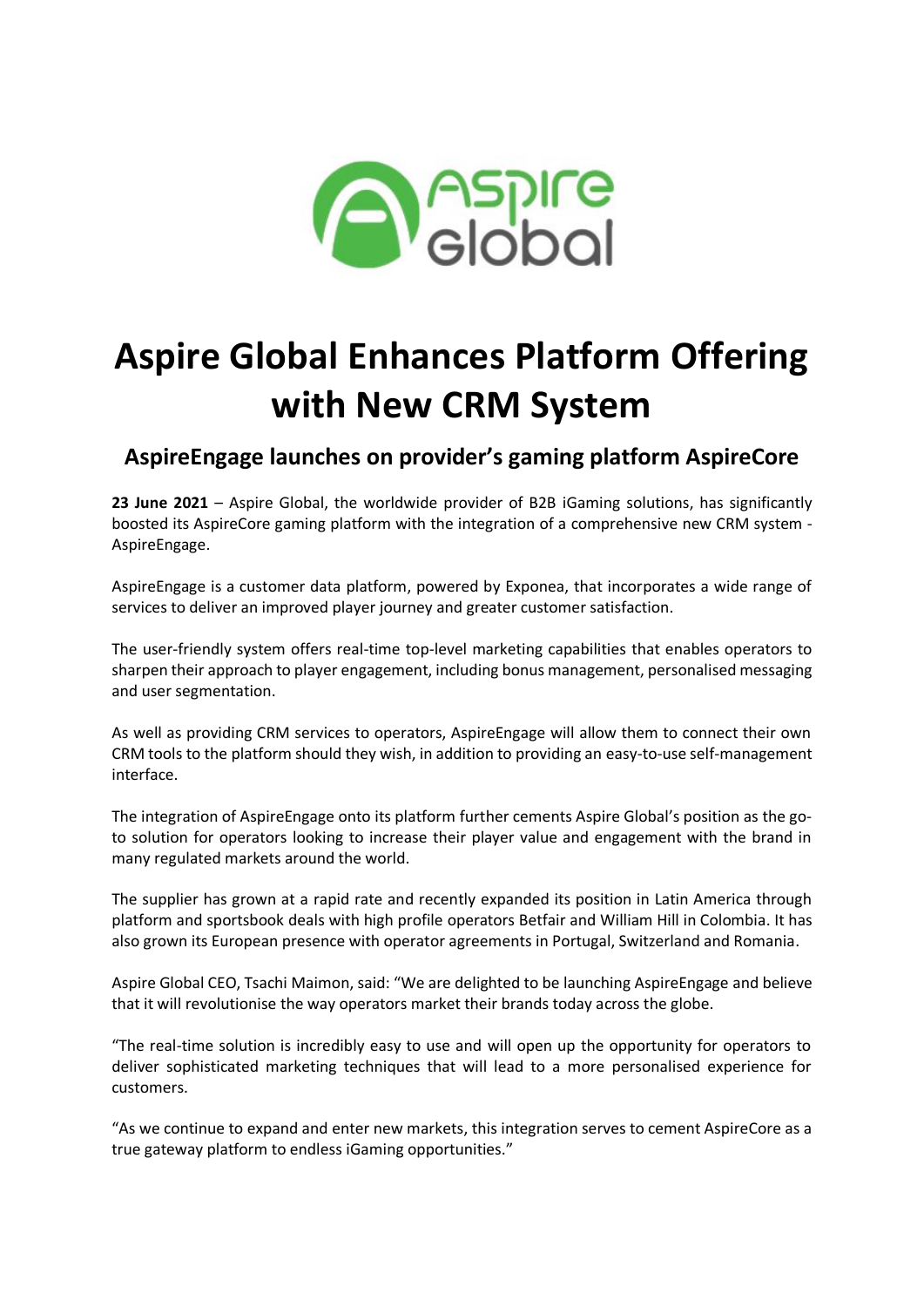# Aspire Global Enhances Platform Offering with New CRM System

## AspireEngage launches on provider's gaming platform AspireCore

**23 June 2021** – Aspire Global, the worldwide provider of B2B iGaming solutions, has significantly boosted its AspireCore gaming platform with the integration of a comprehensive new CRM system - AspireEngage.

AspireEngage is a customer data platform, powered by Exponea, that incorporates a wide range of services to deliver an improved player journey and greater customer satisfaction.

The user-friendly system offers real-time top-level marketing capabilities that enables operators to sharpen their approach to player engagement, including bonus management, personalised messaging and user segmentation.

As well as providing CRM services to operators, AspireEngage will allow them to connect their own CRM tools to the platform should they wish, in addition to providing an easy-to-use self-management interface.

The integration of AspireEngage onto its platform further cements Aspire Global's position as the go-to solution for operators looking to increase their player value and engagement with the brand in many regulated markets around the world.

The supplier has grown at a rapid rate and recently expanded its position in Latin America through platform and sportsbook deals with high profile operators Betfair and William Hill in Colombia. It has also grown its European presence with operator agreements in Portugal, Switzerland and Romania.

Aspire Global CEO, Tsachi Maimon, said: "We are delighted to be launching AspireEngage and believe that it will revolutionise the way operators market their brands today across the globe.

"The real-time solution is incredibly easy to use and will open up the opportunity for operators to deliver sophisticated marketing techniques that will lead to a more personalised experience for customers.

"As we continue to expand and enter new markets, this integration serves to cement AspireCore as a true gateway platform to endless iGaming opportunities."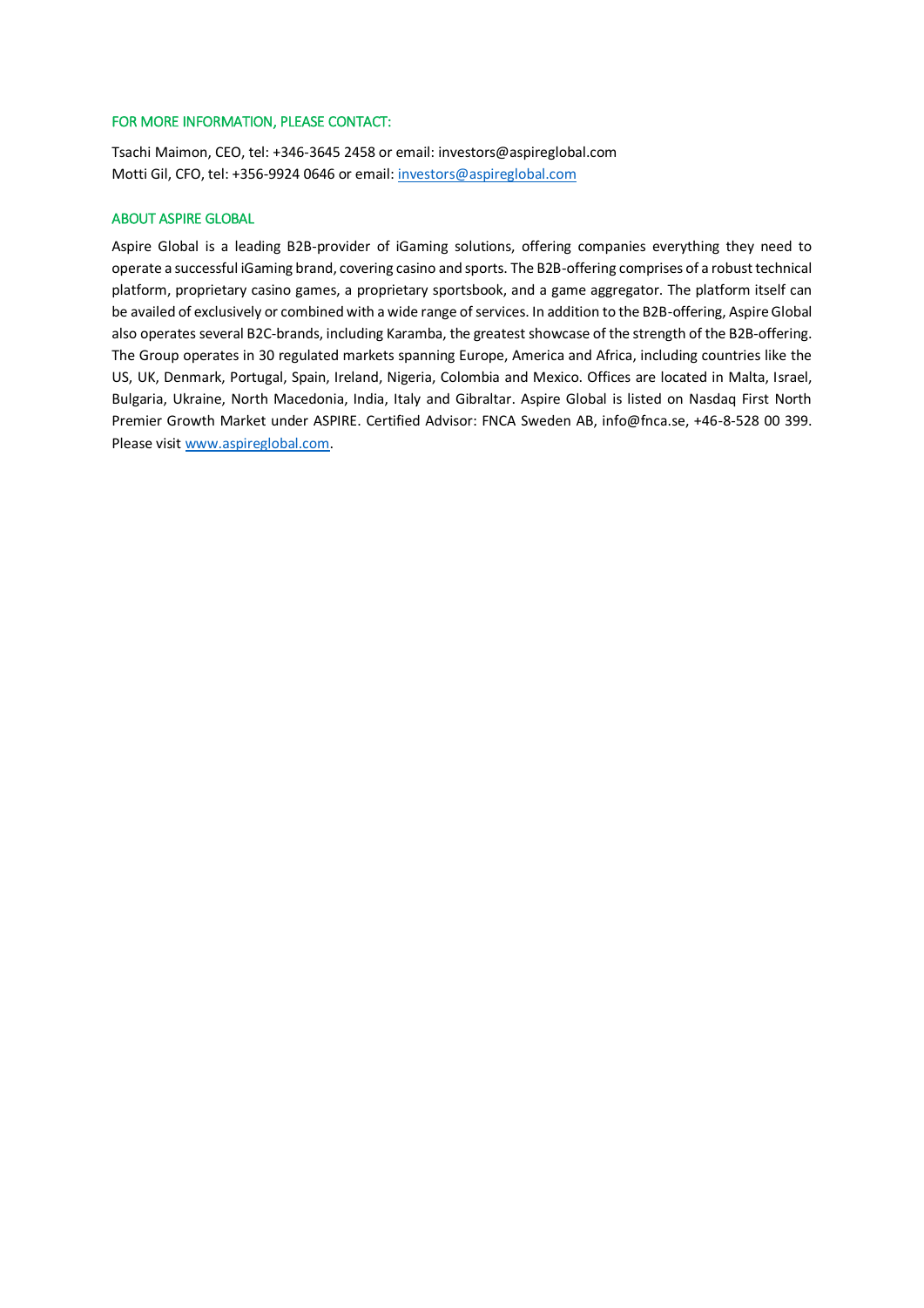## FOR MORE INFORMATION, PLEASE CONTACT:

Tsachi Maimon, CEO, tel: +346-3645 2458 or email: investors@aspireglobal.com
Motti Gil, CFO, tel: +356-9924 0646 or email: investors@aspireglobal.com

## ABOUT ASPIRE GLOBAL

Aspire Global is a leading B2B-provider of iGaming solutions, offering companies everything they need to operate a successful iGaming brand, covering casino and sports. The B2B-offering comprises of a robust technical platform, proprietary casino games, a proprietary sportsbook, and a game aggregator. The platform itself can be availed of exclusively or combined with a wide range of services. In addition to the B2B-offering, Aspire Global also operates several B2C-brands, including Karamba, the greatest showcase of the strength of the B2B-offering. The Group operates in 30 regulated markets spanning Europe, America and Africa, including countries like the US, UK, Denmark, Portugal, Spain, Ireland, Nigeria, Colombia and Mexico. Offices are located in Malta, Israel, Bulgaria, Ukraine, North Macedonia, India, Italy and Gibraltar. Aspire Global is listed on Nasdaq First North Premier Growth Market under ASPIRE. Certified Advisor: FNCA Sweden AB, info@fnca.se, +46-8-528 00 399. Please visit www.aspireglobal.com.